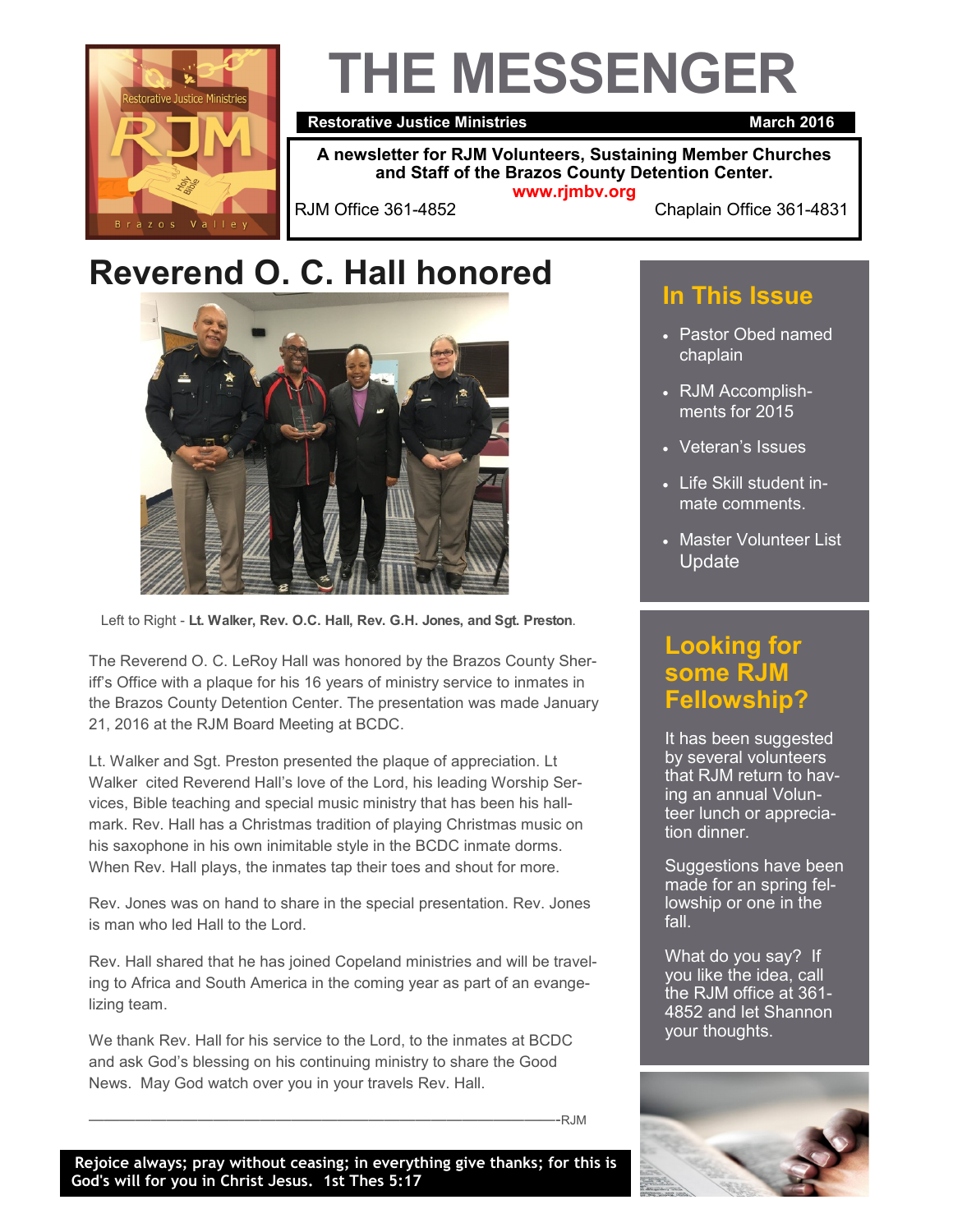# THE MESSENGER

**Restorative Justice Ministries** — **March 2016**

**A newsletter for RJM Volunteers, Sustaining Member Churches and Staff of the Brazos County Detention Center.**

**www.rjmbv.org**

RJM Office 361-4852 — Chaplain Office 361-4831

## Reverend O. C. Hall honored

Left to Right - **Lt. Walker, Rev. O.C. Hall, Rev. G.H. Jones, and Sgt. Preston**.

The Reverend O. C. LeRoy Hall was honored by the Brazos County Sheriff's Office with a plaque for his 16 years of ministry service to inmates in the Brazos County Detention Center. The presentation was made January 21, 2016 at the RJM Board Meeting at BCDC.

Lt. Walker and Sgt. Preston presented the plaque of appreciation. Lt Walker cited Reverend Hall's love of the Lord, his leading Worship Services, Bible teaching and special music ministry that has been his hallmark. Rev. Hall has a Christmas tradition of playing Christmas music on his saxophone in his own inimitable style in the BCDC inmate dorms. When Rev. Hall plays, the inmates tap their toes and shout for more.

Rev. Jones was on hand to share in the special presentation. Rev. Jones is man who led Hall to the Lord.

Rev. Hall shared that he has joined Copeland ministries and will be traveling to Africa and South America in the coming year as part of an evangelizing team.

We thank Rev. Hall for his service to the Lord, to the inmates at BCDC and ask God's blessing on his continuing ministry to share the Good News. May God watch over you in your travels Rev. Hall.

—————————————————————————————-RJM

**Rejoice always; pray without ceasing; in everything give thanks; for this is God's will for you in Christ Jesus. 1st Thes 5:17**

## In This Issue

- Pastor Obed named chaplain
- RJM Accomplishments for 2015
- Veteran's Issues
- Life Skill student inmate comments.
- Master Volunteer List Update

## Looking for some RJM Fellowship?

It has been suggested by several volunteers that RJM return to having an annual Volunteer lunch or appreciation dinner.

Suggestions have been made for an spring fellowship or one in the fall.

What do you say? If you like the idea, call the RJM office at 361-4852 and let Shannon your thoughts.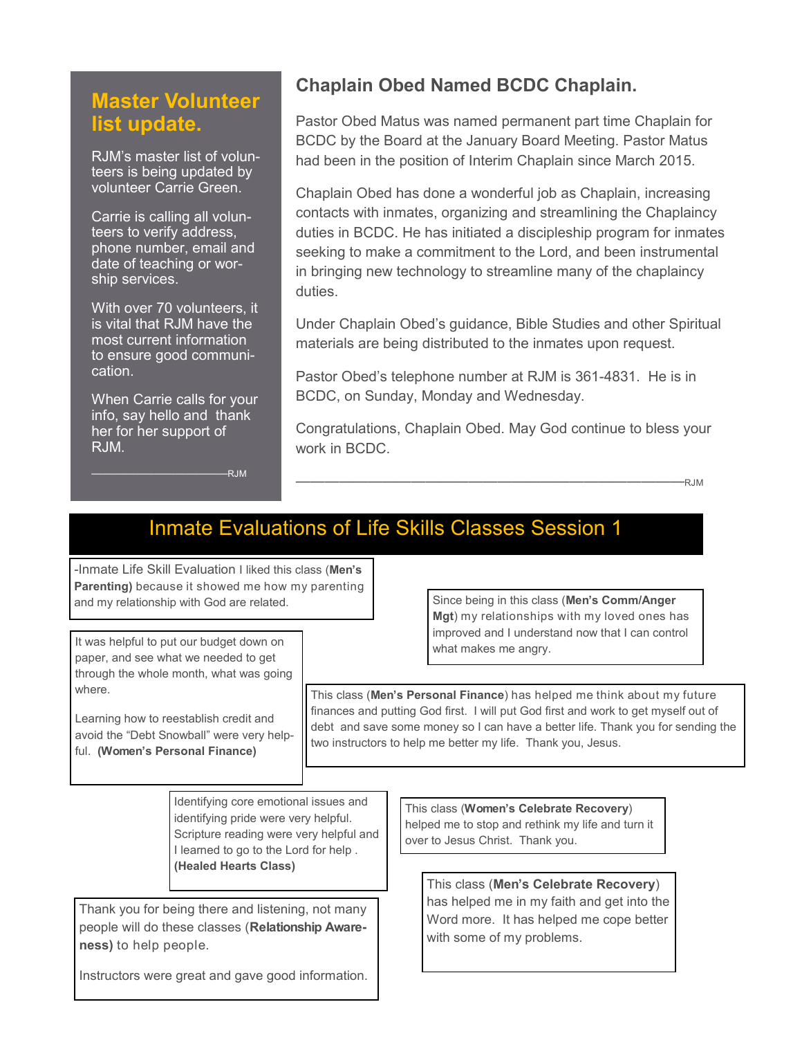## Master Volunteer list update.

RJM's master list of volunteers is being updated by volunteer Carrie Green.

Carrie is calling all volunteers to verify address, phone number, email and date of teaching or worship services.

With over 70 volunteers, it is vital that RJM have the most current information to ensure good communication.

When Carrie calls for your info, say hello and thank her for her support of RJM.

——————————————RJM

## Chaplain Obed Named BCDC Chaplain.

Pastor Obed Matus was named permanent part time Chaplain for BCDC by the Board at the January Board Meeting. Pastor Matus had been in the position of Interim Chaplain since March 2015.

Chaplain Obed has done a wonderful job as Chaplain, increasing contacts with inmates, organizing and streamlining the Chaplaincy duties in BCDC. He has initiated a discipleship program for inmates seeking to make a commitment to the Lord, and been instrumental in bringing new technology to streamline many of the chaplaincy duties.

Under Chaplain Obed's guidance, Bible Studies and other Spiritual materials are being distributed to the inmates upon request.

Pastor Obed's telephone number at RJM is 361-4831. He is in BCDC, on Sunday, Monday and Wednesday.

Congratulations, Chaplain Obed. May God continue to bless your work in BCDC.

————————————————————————————RJM

## Inmate Evaluations of Life Skills Classes Session 1

-Inmate Life Skill Evaluation I liked this class (**Men's Parenting)** because it showed me how my parenting and my relationship with God are related.

Since being in this class (**Men's Comm/Anger Mgt**) my relationships with my loved ones has improved and I understand now that I can control what makes me angry.

It was helpful to put our budget down on paper, and see what we needed to get through the whole month, what was going where.

Learning how to reestablish credit and avoid the "Debt Snowball" were very helpful. **(Women's Personal Finance)**

This class (**Men's Personal Finance**) has helped me think about my future finances and putting God first. I will put God first and work to get myself out of debt and save some money so I can have a better life. Thank you for sending the two instructors to help me better my life. Thank you, Jesus.

Identifying core emotional issues and identifying pride were very helpful. Scripture reading were very helpful and I learned to go to the Lord for help . **(Healed Hearts Class)**

This class (**Women's Celebrate Recovery**) helped me to stop and rethink my life and turn it over to Jesus Christ. Thank you.

This class (**Men's Celebrate Recovery**) has helped me in my faith and get into the Word more. It has helped me cope better with some of my problems.

Thank you for being there and listening, not many people will do these classes (**Relationship Awareness)** to help people.

Instructors were great and gave good information.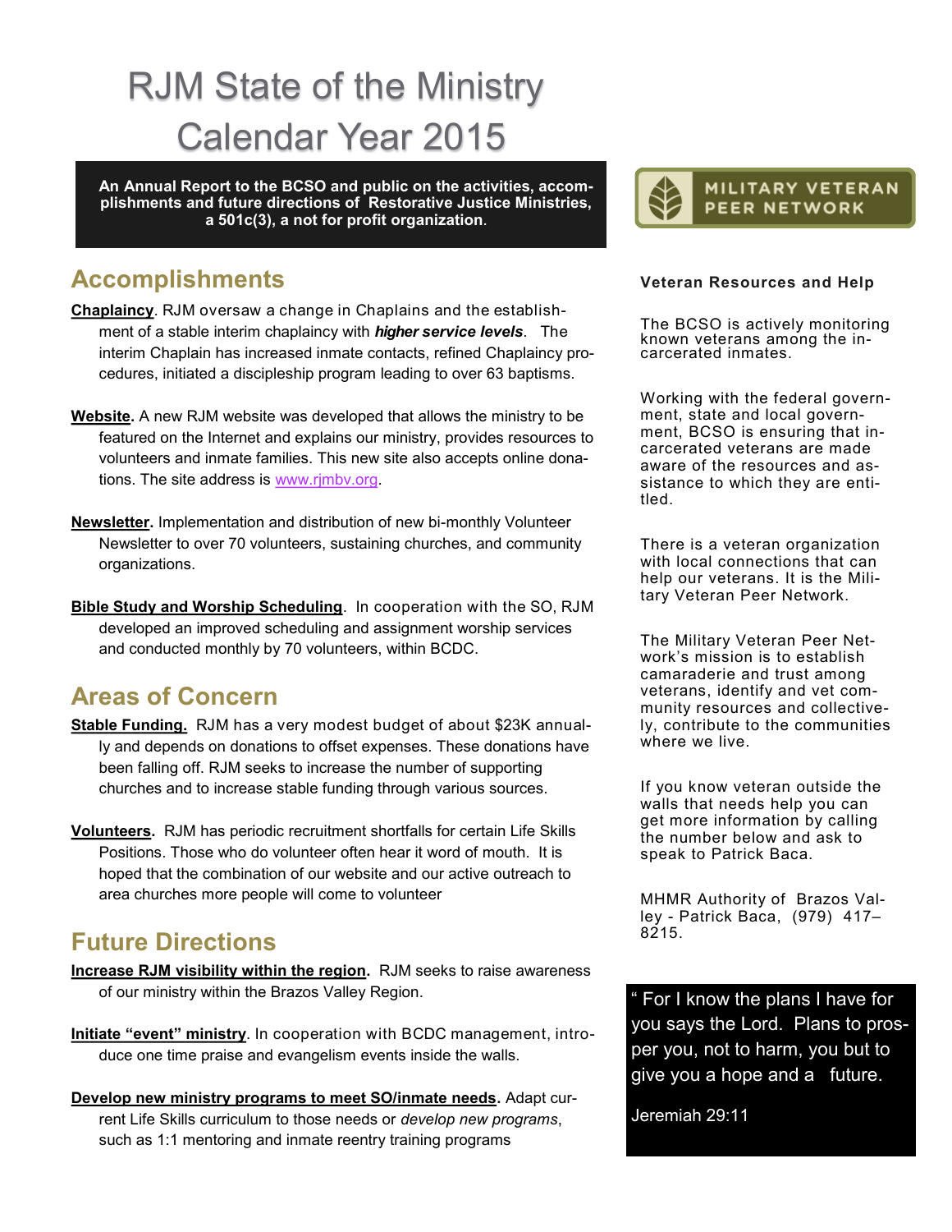# RJM State of the Ministry Calendar Year 2015

**An Annual Report to the BCSO and public on the activities, accomplishments and future directions of Restorative Justice Ministries, a 501c(3), a not for profit organization.**

## Accomplishments

**Chaplaincy**. RJM oversaw a change in Chaplains and the establishment of a stable interim chaplaincy with ***higher service levels***. The interim Chaplain has increased inmate contacts, refined Chaplaincy procedures, initiated a discipleship program leading to over 63 baptisms.

**Website.** A new RJM website was developed that allows the ministry to be featured on the Internet and explains our ministry, provides resources to volunteers and inmate families. This new site also accepts online donations. The site address is www.rjmbv.org.

**Newsletter.** Implementation and distribution of new bi-monthly Volunteer Newsletter to over 70 volunteers, sustaining churches, and community organizations.

**Bible Study and Worship Scheduling**. In cooperation with the SO, RJM developed an improved scheduling and assignment worship services and conducted monthly by 70 volunteers, within BCDC.

## Areas of Concern

**Stable Funding.** RJM has a very modest budget of about $23K annually and depends on donations to offset expenses. These donations have been falling off. RJM seeks to increase the number of supporting churches and to increase stable funding through various sources.

**Volunteers.** RJM has periodic recruitment shortfalls for certain Life Skills Positions. Those who do volunteer often hear it word of mouth. It is hoped that the combination of our website and our active outreach to area churches more people will come to volunteer

## Future Directions

**Increase RJM visibility within the region.** RJM seeks to raise awareness of our ministry within the Brazos Valley Region.

**Initiate "event" ministry**. In cooperation with BCDC management, introduce one time praise and evangelism events inside the walls.

**Develop new ministry programs to meet SO/inmate needs.** Adapt current Life Skills curriculum to those needs or *develop new programs*, such as 1:1 mentoring and inmate reentry training programs

MILITARY VETERAN PEER NETWORK

**Veteran Resources and Help**

The BCSO is actively monitoring known veterans among the incarcerated inmates.

Working with the federal government, state and local government, BCSO is ensuring that incarcerated veterans are made aware of the resources and assistance to which they are entitled.

There is a veteran organization with local connections that can help our veterans. It is the Military Veteran Peer Network.

The Military Veteran Peer Network's mission is to establish camaraderie and trust among veterans, identify and vet community resources and collectively, contribute to the communities where we live.

If you know veteran outside the walls that needs help you can get more information by calling the number below and ask to speak to Patrick Baca.

MHMR Authority of Brazos Valley - Patrick Baca, (979) 417–8215.

" For I know the plans I have for you says the Lord. Plans to prosper you, not to harm, you but to give you a hope and a future.

Jeremiah 29:11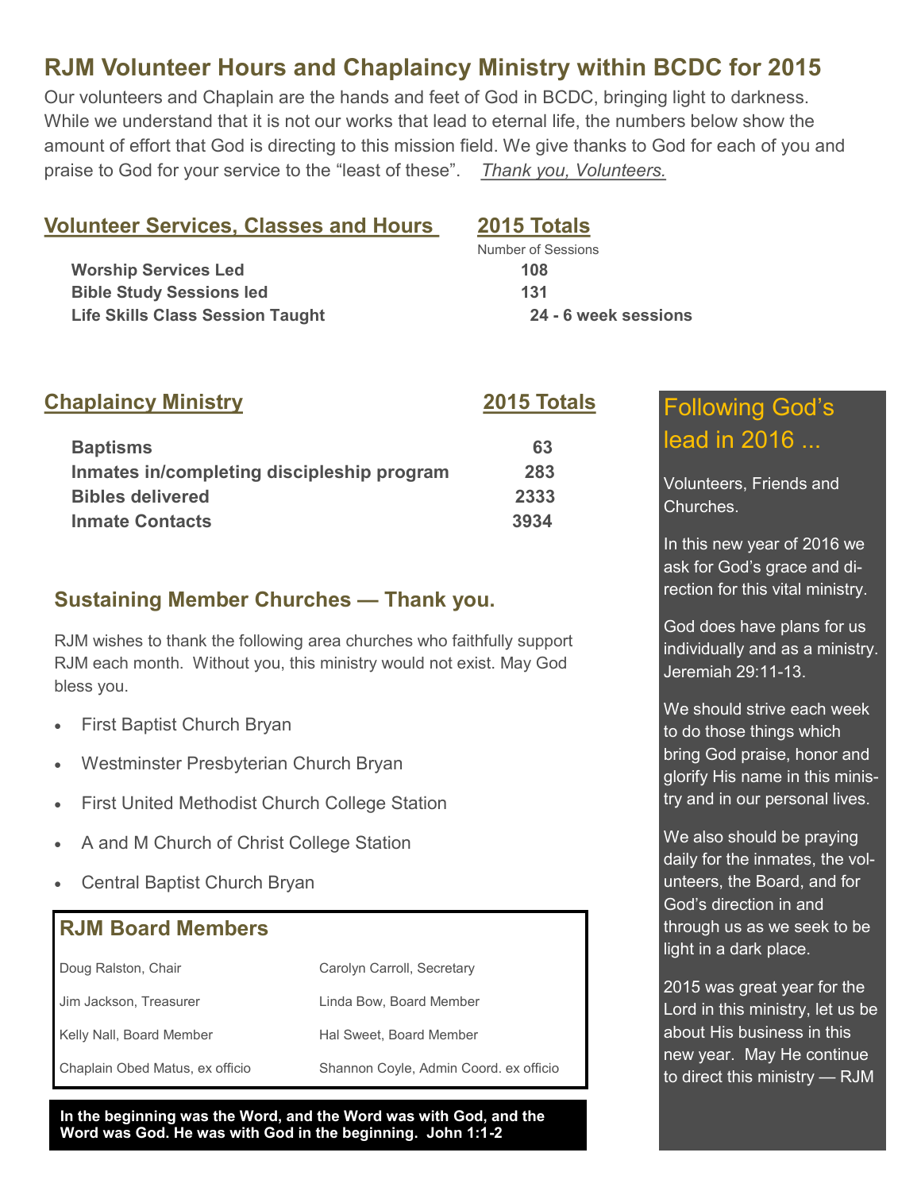## RJM Volunteer Hours and Chaplaincy Ministry within BCDC for 2015

Our volunteers and Chaplain are the hands and feet of God in BCDC, bringing light to darkness. While we understand that it is not our works that lead to eternal life, the numbers below show the amount of effort that God is directing to this mission field. We give thanks to God for each of you and praise to God for your service to the “least of these”. *Thank you, Volunteers.*

| Volunteer Services, Classes and Hours | 2015 Totals (Number of Sessions) |
|---|---|
| **Worship Services Led** | **108** |
| **Bible Study Sessions led** | **131** |
| **Life Skills Class Session Taught** | **24 - 6 week sessions** |

| Chaplaincy Ministry | 2015 Totals |
|---|---|
| **Baptisms** | **63** |
| **Inmates in/completing discipleship program** | **283** |
| **Bibles delivered** | **2333** |
| **Inmate Contacts** | **3934** |

### Sustaining Member Churches — Thank you.

RJM wishes to thank the following area churches who faithfully support RJM each month. Without you, this ministry would not exist. May God bless you.

- First Baptist Church Bryan
- Westminster Presbyterian Church Bryan
- First United Methodist Church College Station
- A and M Church of Christ College Station
- Central Baptist Church Bryan

### RJM Board Members

| | |
|---|---|
| Doug Ralston, Chair | Carolyn Carroll, Secretary |
| Jim Jackson, Treasurer | Linda Bow, Board Member |
| Kelly Nall, Board Member | Hal Sweet, Board Member |
| Chaplain Obed Matus, ex officio | Shannon Coyle, Admin Coord. ex officio |

**In the beginning was the Word, and the Word was with God, and the Word was God. He was with God in the beginning. John 1:1-2**

### Following God’s lead in 2016 ...

Volunteers, Friends and Churches.

In this new year of 2016 we ask for God’s grace and direction for this vital ministry.

God does have plans for us individually and as a ministry. Jeremiah 29:11-13.

We should strive each week to do those things which bring God praise, honor and glorify His name in this ministry and in our personal lives.

We also should be praying daily for the inmates, the volunteers, the Board, and for God’s direction in and through us as we seek to be light in a dark place.

2015 was great year for the Lord in this ministry, let us be about His business in this new year. May He continue to direct this ministry — RJM